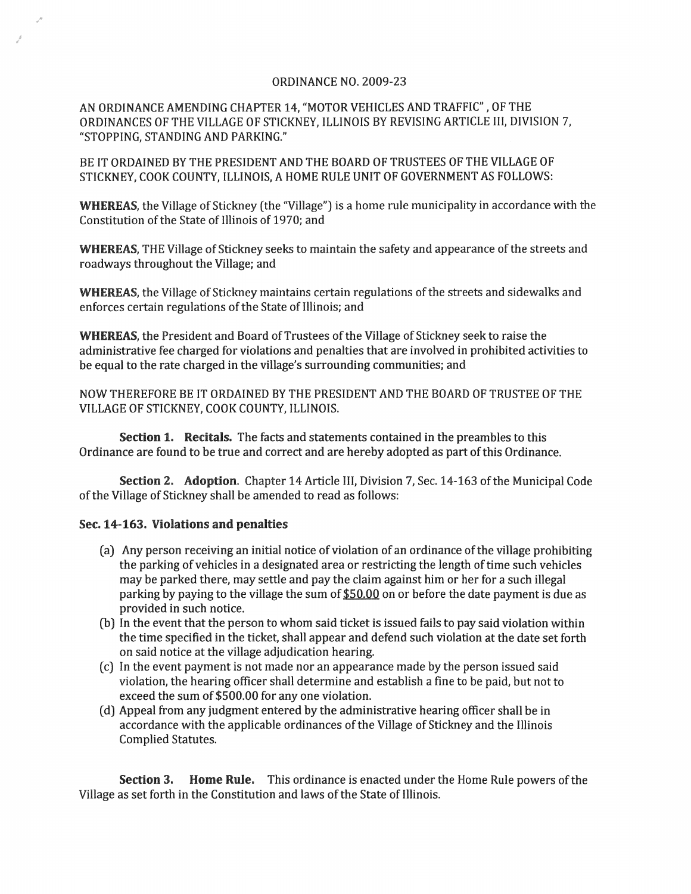# ORDINANCE NO. 2009-23

AN ORDINANCE AMENDING CHAPTER 14, "MOTOR VEHICLES AND TRAFFIC" , OF THE ORDINANCES OF THE VILLAGE OF STICKNEY, ILLINOIS BY REVISING ARTICLE III, DIVISION 7, "STOPPING, STANDING AND PARKING."

BE IT ORDAINED BY THE PRESIDENT AND THE BOARD OF TRUSTEES OF THE VILLAGE OF STICKNEY, COOK COUNTY, ILLINOIS, A HOME RULE UNIT OF GOVERNMENT AS FOLLOWS:

**WHEREAS**, the Village of Stickney (the "Village") is a home rule municipality in accordance with the Constitution of the State of Illinois of 1970; and

**WHEREAS**, THE Village of Stickney seeks to maintain the safety and appearance of the streets and roadways throughout the Village; and

**WHEREAS**, the Village of Stickney maintains certain regulations of the streets and sidewalks and enforces certain regulations of the State of Illinois; and

**WHEREAS**, the President and Board of Trustees of the Village of Stickney seek to raise the administrative fee charged for violations and penalties that are involved in prohibited activities to be equal to the rate charged in the village's surrounding communities; and

NOW THEREFORE BE IT ORDAINED BY THE PRESIDENT AND THE BOARD OF TRUSTEE OF THE VILLAGE OF STICKNEY, COOK COUNTY, ILLINOIS.

**Section 1. Recitals.** The facts and statements contained in the preambles to this Ordinance are found to be true and correct and are hereby adopted as part of this Ordinance.

**Section 2. Adoption**. Chapter 14 Article III, Division 7, Sec. 14-163 of the Municipal Code of the Village of Stickney shall be amended to read as follows:

### Sec. 14-163. Violations and penalties

(a) Any person receiving an initial notice of violation of an ordinance of the village prohibiting the parking of vehicles in a designated area or restricting the length of time such vehicles may be parked there, may settle and pay the claim against him or her for a such illegal parking by paying to the village the sum of <u>$50.00</u> on or before the date payment is due as provided in such notice.

(b) In the event that the person to whom said ticket is issued fails to pay said violation within the time specified in the ticket, shall appear and defend such violation at the date set forth on said notice at the village adjudication hearing.

(c) In the event payment is not made nor an appearance made by the person issued said violation, the hearing officer shall determine and establish a fine to be paid, but not to exceed the sum of $500.00 for any one violation.

(d) Appeal from any judgment entered by the administrative hearing officer shall be in accordance with the applicable ordinances of the Village of Stickney and the Illinois Complied Statutes.

**Section 3. Home Rule.** This ordinance is enacted under the Home Rule powers of the Village as set forth in the Constitution and laws of the State of Illinois.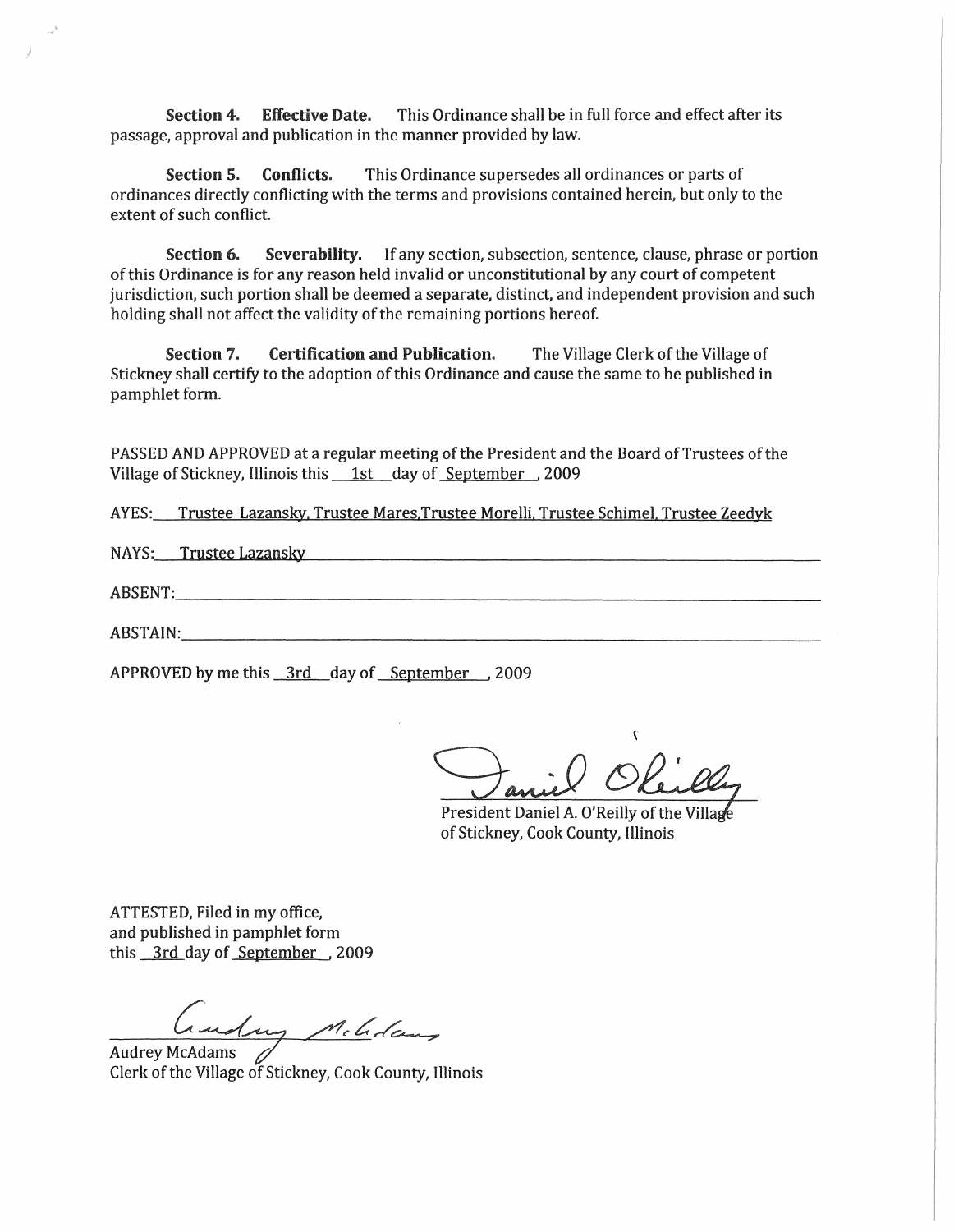**Section 4. Effective Date.** This Ordinance shall be in full force and effect after its passage, approval and publication in the manner provided by law.

**Section 5. Conflicts.** This Ordinance supersedes all ordinances or parts of ordinances directly conflicting with the terms and provisions contained herein, but only to the extent of such conflict.

**Section 6. Severability.** If any section, subsection, sentence, clause, phrase or portion of this Ordinance is for any reason held invalid or unconstitutional by any court of competent jurisdiction, such portion shall be deemed a separate, distinct, and independent provision and such holding shall not affect the validity of the remaining portions hereof.

**Section 7. Certification and Publication.** The Village Clerk of the Village of Stickney shall certify to the adoption of this Ordinance and cause the same to be published in pamphlet form.

PASSED AND APPROVED at a regular meeting of the President and the Board of Trustees of the Village of Stickney, Illinois this 1st day of September, 2009

AYES: Trustee Lazansky, Trustee Mares, Trustee Morelli, Trustee Schimel, Trustee Zeedyk

NAYS: Trustee Lazansky

ABSENT: ______

ABSTAIN: ______

APPROVED by me this 3rd day of September, 2009

Daniel O'Reilly

President Daniel A. O'Reilly of the Village of Stickney, Cook County, Illinois

ATTESTED, Filed in my office, and published in pamphlet form this 3rd day of September, 2009

Audrey McAdams

Audrey McAdams
Clerk of the Village of Stickney, Cook County, Illinois